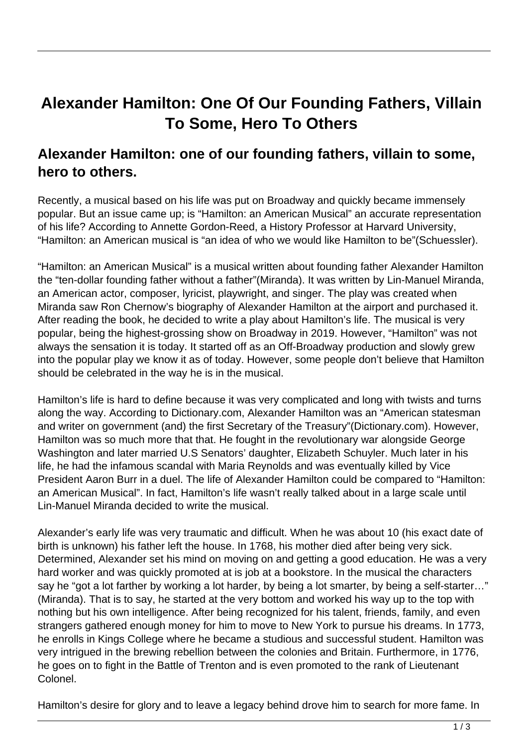# Alexander Hamilton: One Of Our Founding Fathers, Villain To Some, Hero To Others

## Alexander Hamilton: one of our founding fathers, villain to some, hero to others.

Recently, a musical based on his life was put on Broadway and quickly became immensely popular. But an issue came up; is "Hamilton: an American Musical" an accurate representation of his life? According to Annette Gordon-Reed, a History Professor at Harvard University, "Hamilton: an American musical is "an idea of who we would like Hamilton to be"(Schuessler).

"Hamilton: an American Musical" is a musical written about founding father Alexander Hamilton the "ten-dollar founding father without a father"(Miranda). It was written by Lin-Manuel Miranda, an American actor, composer, lyricist, playwright, and singer. The play was created when Miranda saw Ron Chernow's biography of Alexander Hamilton at the airport and purchased it. After reading the book, he decided to write a play about Hamilton's life. The musical is very popular, being the highest-grossing show on Broadway in 2019. However, "Hamilton" was not always the sensation it is today. It started off as an Off-Broadway production and slowly grew into the popular play we know it as of today. However, some people don't believe that Hamilton should be celebrated in the way he is in the musical.

Hamilton's life is hard to define because it was very complicated and long with twists and turns along the way. According to Dictionary.com, Alexander Hamilton was an "American statesman and writer on government (and) the first Secretary of the Treasury"(Dictionary.com). However, Hamilton was so much more that that. He fought in the revolutionary war alongside George Washington and later married U.S Senators' daughter, Elizabeth Schuyler. Much later in his life, he had the infamous scandal with Maria Reynolds and was eventually killed by Vice President Aaron Burr in a duel. The life of Alexander Hamilton could be compared to "Hamilton: an American Musical". In fact, Hamilton's life wasn't really talked about in a large scale until Lin-Manuel Miranda decided to write the musical.

Alexander's early life was very traumatic and difficult. When he was about 10 (his exact date of birth is unknown) his father left the house. In 1768, his mother died after being very sick. Determined, Alexander set his mind on moving on and getting a good education. He was a very hard worker and was quickly promoted at is job at a bookstore. In the musical the characters say he "got a lot farther by working a lot harder, by being a lot smarter, by being a self-starter…" (Miranda). That is to say, he started at the very bottom and worked his way up to the top with nothing but his own intelligence. After being recognized for his talent, friends, family, and even strangers gathered enough money for him to move to New York to pursue his dreams. In 1773, he enrolls in Kings College where he became a studious and successful student. Hamilton was very intrigued in the brewing rebellion between the colonies and Britain. Furthermore, in 1776, he goes on to fight in the Battle of Trenton and is even promoted to the rank of Lieutenant Colonel.

Hamilton's desire for glory and to leave a legacy behind drove him to search for more fame. In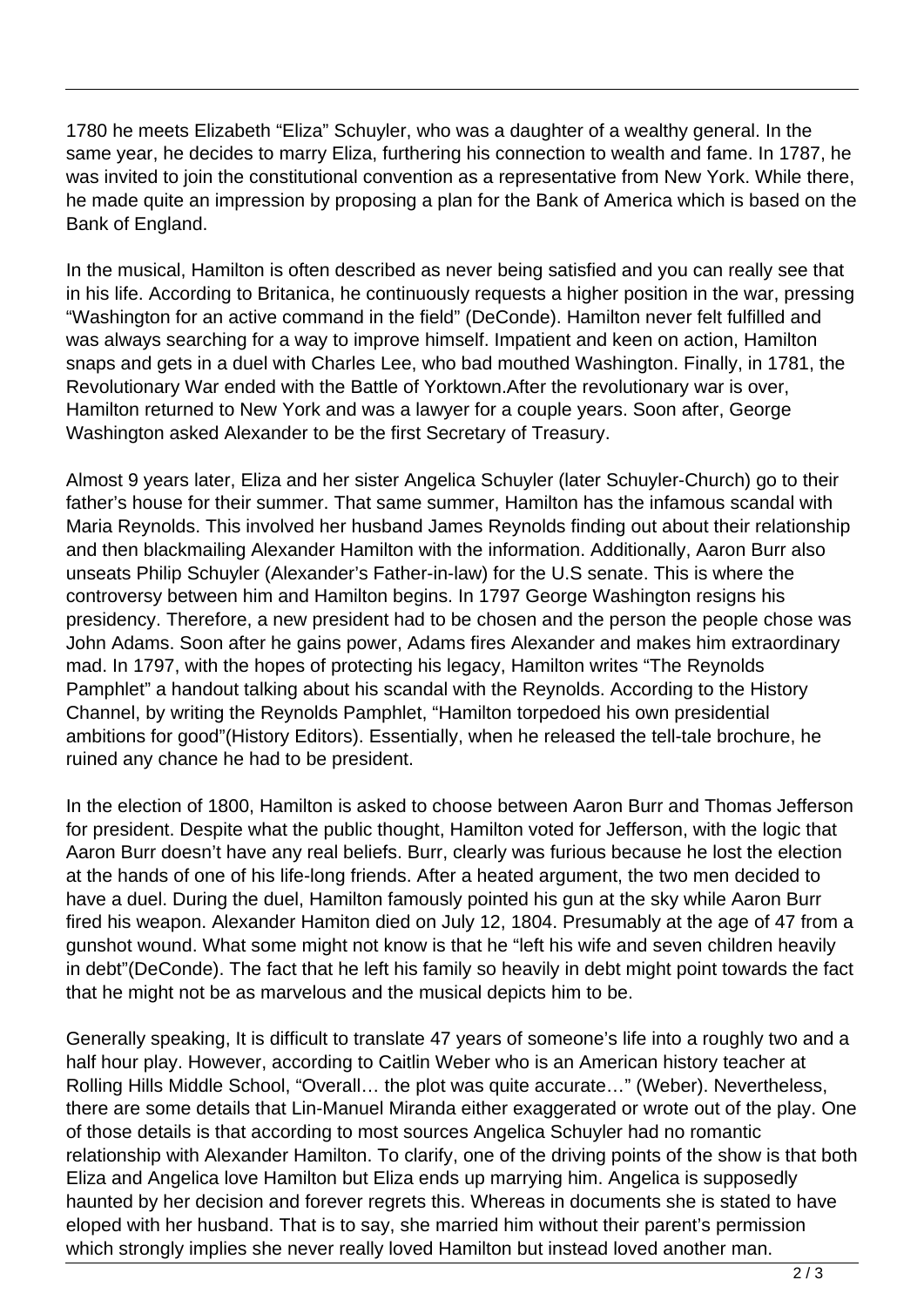1780 he meets Elizabeth "Eliza" Schuyler, who was a daughter of a wealthy general. In the same year, he decides to marry Eliza, furthering his connection to wealth and fame. In 1787, he was invited to join the constitutional convention as a representative from New York. While there, he made quite an impression by proposing a plan for the Bank of America which is based on the Bank of England.

In the musical, Hamilton is often described as never being satisfied and you can really see that in his life. According to Britanica, he continuously requests a higher position in the war, pressing "Washington for an active command in the field" (DeConde). Hamilton never felt fulfilled and was always searching for a way to improve himself. Impatient and keen on action, Hamilton snaps and gets in a duel with Charles Lee, who bad mouthed Washington. Finally, in 1781, the Revolutionary War ended with the Battle of Yorktown.After the revolutionary war is over, Hamilton returned to New York and was a lawyer for a couple years. Soon after, George Washington asked Alexander to be the first Secretary of Treasury.

Almost 9 years later, Eliza and her sister Angelica Schuyler (later Schuyler-Church) go to their father's house for their summer. That same summer, Hamilton has the infamous scandal with Maria Reynolds. This involved her husband James Reynolds finding out about their relationship and then blackmailing Alexander Hamilton with the information. Additionally, Aaron Burr also unseats Philip Schuyler (Alexander's Father-in-law) for the U.S senate. This is where the controversy between him and Hamilton begins. In 1797 George Washington resigns his presidency. Therefore, a new president had to be chosen and the person the people chose was John Adams. Soon after he gains power, Adams fires Alexander and makes him extraordinary mad. In 1797, with the hopes of protecting his legacy, Hamilton writes "The Reynolds Pamphlet" a handout talking about his scandal with the Reynolds. According to the History Channel, by writing the Reynolds Pamphlet, "Hamilton torpedoed his own presidential ambitions for good"(History Editors). Essentially, when he released the tell-tale brochure, he ruined any chance he had to be president.

In the election of 1800, Hamilton is asked to choose between Aaron Burr and Thomas Jefferson for president. Despite what the public thought, Hamilton voted for Jefferson, with the logic that Aaron Burr doesn't have any real beliefs. Burr, clearly was furious because he lost the election at the hands of one of his life-long friends. After a heated argument, the two men decided to have a duel. During the duel, Hamilton famously pointed his gun at the sky while Aaron Burr fired his weapon. Alexander Hamiton died on July 12, 1804. Presumably at the age of 47 from a gunshot wound. What some might not know is that he "left his wife and seven children heavily in debt"(DeConde). The fact that he left his family so heavily in debt might point towards the fact that he might not be as marvelous and the musical depicts him to be.

Generally speaking, It is difficult to translate 47 years of someone's life into a roughly two and a half hour play. However, according to Caitlin Weber who is an American history teacher at Rolling Hills Middle School, "Overall… the plot was quite accurate…" (Weber). Nevertheless, there are some details that Lin-Manuel Miranda either exaggerated or wrote out of the play. One of those details is that according to most sources Angelica Schuyler had no romantic relationship with Alexander Hamilton. To clarify, one of the driving points of the show is that both Eliza and Angelica love Hamilton but Eliza ends up marrying him. Angelica is supposedly haunted by her decision and forever regrets this. Whereas in documents she is stated to have eloped with her husband. That is to say, she married him without their parent's permission which strongly implies she never really loved Hamilton but instead loved another man.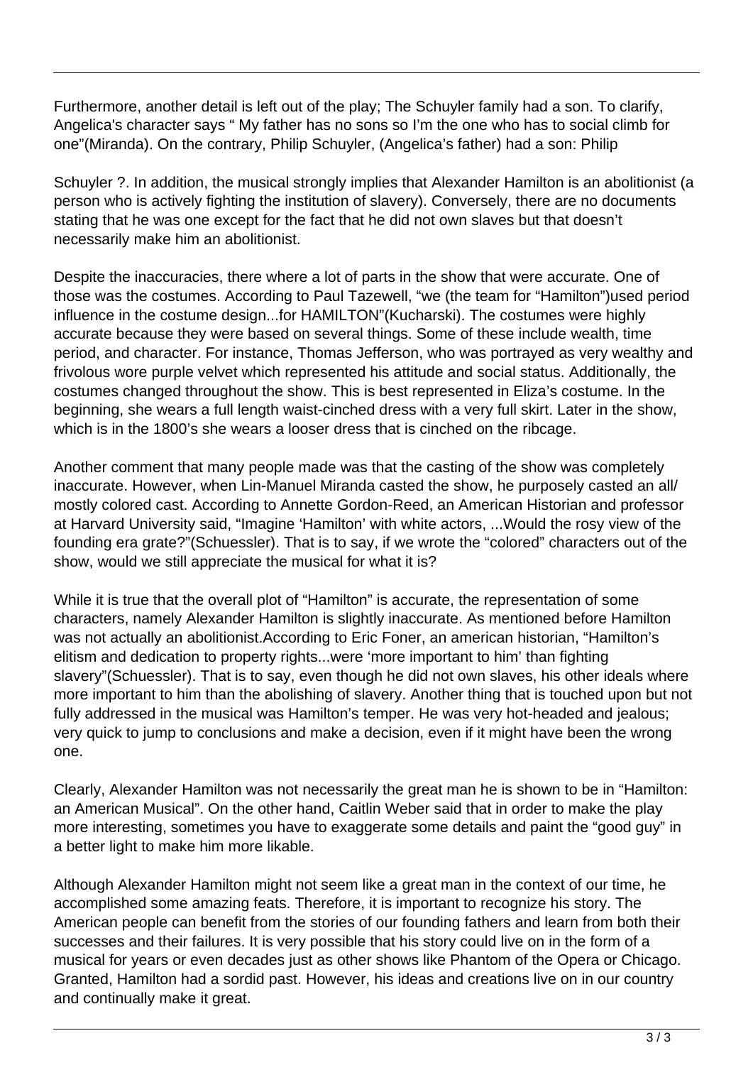Furthermore, another detail is left out of the play; The Schuyler family had a son. To clarify, Angelica's character says " My father has no sons so I'm the one who has to social climb for one"(Miranda). On the contrary, Philip Schuyler, (Angelica's father) had a son: Philip

Schuyler ?. In addition, the musical strongly implies that Alexander Hamilton is an abolitionist (a person who is actively fighting the institution of slavery). Conversely, there are no documents stating that he was one except for the fact that he did not own slaves but that doesn't necessarily make him an abolitionist.

Despite the inaccuracies, there where a lot of parts in the show that were accurate. One of those was the costumes. According to Paul Tazewell, "we (the team for "Hamilton")used period influence in the costume design...for HAMILTON"(Kucharski). The costumes were highly accurate because they were based on several things. Some of these include wealth, time period, and character. For instance, Thomas Jefferson, who was portrayed as very wealthy and frivolous wore purple velvet which represented his attitude and social status. Additionally, the costumes changed throughout the show. This is best represented in Eliza's costume. In the beginning, she wears a full length waist-cinched dress with a very full skirt. Later in the show, which is in the 1800's she wears a looser dress that is cinched on the ribcage.

Another comment that many people made was that the casting of the show was completely inaccurate. However, when Lin-Manuel Miranda casted the show, he purposely casted an all/ mostly colored cast. According to Annette Gordon-Reed, an American Historian and professor at Harvard University said, "Imagine 'Hamilton' with white actors, ...Would the rosy view of the founding era grate?"(Schuessler). That is to say, if we wrote the "colored" characters out of the show, would we still appreciate the musical for what it is?

While it is true that the overall plot of "Hamilton" is accurate, the representation of some characters, namely Alexander Hamilton is slightly inaccurate. As mentioned before Hamilton was not actually an abolitionist.According to Eric Foner, an american historian, "Hamilton's elitism and dedication to property rights...were 'more important to him' than fighting slavery"(Schuessler). That is to say, even though he did not own slaves, his other ideals where more important to him than the abolishing of slavery. Another thing that is touched upon but not fully addressed in the musical was Hamilton's temper. He was very hot-headed and jealous; very quick to jump to conclusions and make a decision, even if it might have been the wrong one.

Clearly, Alexander Hamilton was not necessarily the great man he is shown to be in "Hamilton: an American Musical". On the other hand, Caitlin Weber said that in order to make the play more interesting, sometimes you have to exaggerate some details and paint the "good guy" in a better light to make him more likable.

Although Alexander Hamilton might not seem like a great man in the context of our time, he accomplished some amazing feats. Therefore, it is important to recognize his story. The American people can benefit from the stories of our founding fathers and learn from both their successes and their failures. It is very possible that his story could live on in the form of a musical for years or even decades just as other shows like Phantom of the Opera or Chicago. Granted, Hamilton had a sordid past. However, his ideas and creations live on in our country and continually make it great.